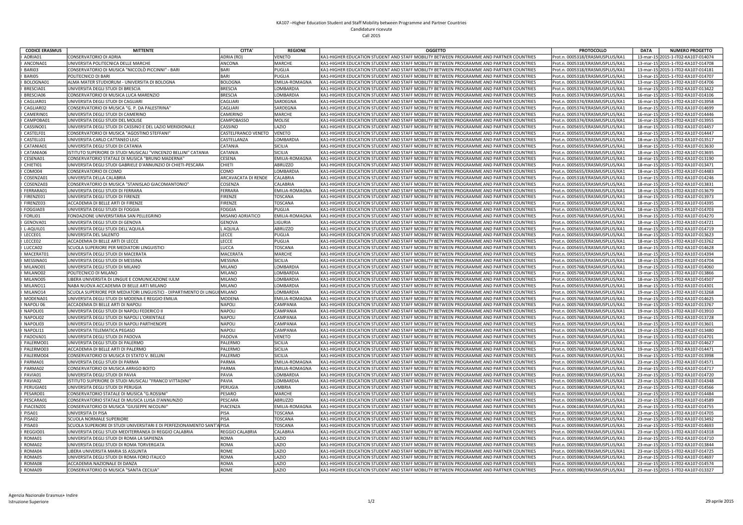# KA107 –Higher Education Student and Staff Mobility between Programme and Partner Countries

## Candidature ricevute

### Call 2015

| CODICE ERASMUS | MITTENTE | CITTA' | REGIONE | OGGETTO | PROTOCOLLO | DATA | NUMERO PROGETTO |
|---|---|---|---|---|---|---|---|
| I ADRIA01 | CONSERVATORIO DI ADRIA | ADRIA (RO) | VENETO | KA1-HIGHER EDUCATION STUDENT AND STAFF MOBILITY BETWEEN PROGRAMME AND PARTNER COUNTRIES | Prot.n. 0005318/ERASMUSPLUS/KA1 | 13-mar-15 | 2015-1-IT02-KA107-014074 |
| I ANCONA01 | UNIVERSITA POLITECNICA DELLE MARCHE | ANCONA | MARCHE | KA1-HIGHER EDUCATION STUDENT AND STAFF MOBILITY BETWEEN PROGRAMME AND PARTNER COUNTRIES | Prot.n. 0005318/ERASMUSPLUS/KA1 | 13-mar-15 | 2015-1-IT02-KA107-014708 |
| I BARI03 | CONSERVATORIO DI MUSICA "NICCOLÒ PICCINNI" - BARI | BARI | PUGLIA | KA1-HIGHER EDUCATION STUDENT AND STAFF MOBILITY BETWEEN PROGRAMME AND PARTNER COUNTRIES | Prot.n. 0005318/ERASMUSPLUS/KA1 | 13-mar-15 | 2015-1-IT02-KA107-014181 |
| I BARI05 | POLITECNICO DI BARI | BARI | PUGLIA | KA1-HIGHER EDUCATION STUDENT AND STAFF MOBILITY BETWEEN PROGRAMME AND PARTNER COUNTRIES | Prot.n. 0005318/ERASMUSPLUS/KA1 | 13-mar-15 | 2015-1-IT02-KA107-014707 |
| I BOLOGNA01 | ALMA MATER STUDIORUM - UNIVERSITA DI BOLOGNA | BOLOGNA | EMILIA-ROMAGNA | KA1-HIGHER EDUCATION STUDENT AND STAFF MOBILITY BETWEEN PROGRAMME AND PARTNER COUNTRIES | Prot.n. 0005318/ERASMUSPLUS/KA1 | 13-mar-15 | 2015-1-IT02-KA107-014706 |
| I BRESCIA01 | UNIVERSITA DEGLI STUDI DI BRESCIA | BRESCIA | LOMBARDIA | KA1-HIGHER EDUCATION STUDENT AND STAFF MOBILITY BETWEEN PROGRAMME AND PARTNER COUNTRIES | Prot.n. 0005374/ERASMUSPLUS/KA1 | 16-mar-15 | 2015-1-IT02-KA107-013422 |
| I BRESCIA06 | CONSERVATORIO DI MUSICA LUCA MARENZIO | BRESCIA | LOMBARDIA | KA1-HIGHER EDUCATION STUDENT AND STAFF MOBILITY BETWEEN PROGRAMME AND PARTNER COUNTRIES | Prot.n. 0005374/ERASMUSPLUS/KA1 | 16-mar-15 | 2015-1-IT02-KA107-014106 |
| I CAGLIAR01 | UNIVERSITA DEGLI STUDI DI CAGLIARI | CAGLIARI | SARDEGNA | KA1-HIGHER EDUCATION STUDENT AND STAFF MOBILITY BETWEEN PROGRAMME AND PARTNER COUNTRIES | Prot.n. 0005374/ERASMUSPLUS/KA1 | 16-mar-15 | 2015-1-IT02-KA107-013958 |
| I CAGLIAR02 | CONSERVATORIO DI MUSICA "G. P. DA PALESTRINA" | CAGLIARI | SARDEGNA | KA1-HIGHER EDUCATION STUDENT AND STAFF MOBILITY BETWEEN PROGRAMME AND PARTNER COUNTRIES | Prot.n. 0005374/ERASMUSPLUS/KA1 | 16-mar-15 | 2015-1-IT02-KA107-014699 |
| I CAMERIN01 | UNIVERSITA DEGLI STUDI DI CAMERINO | CAMERINO | MARCHE | KA1-HIGHER EDUCATION STUDENT AND STAFF MOBILITY BETWEEN PROGRAMME AND PARTNER COUNTRIES | Prot.n. 0005374/ERASMUSPLUS/KA1 | 16-mar-15 | 2015-1-IT02-KA107-014446 |
| I CAMPOBA01 | UNIVERSITA DEGLI STUDI DEL MOLISE | CAMPOBASSO | MOLISE | KA1-HIGHER EDUCATION STUDENT AND STAFF MOBILITY BETWEEN PROGRAMME AND PARTNER COUNTRIES | Prot.n. 0005374/ERASMUSPLUS/KA1 | 16-mar-15 | 2015-1-IT02-KA107-013955 |
| I CASSINO01 | UNIVERSITA DEGLI STUDI DI CASSINO E DEL LAZIO MERIDIONALE | CASSINO | LAZIO | KA1-HIGHER EDUCATION STUDENT AND STAFF MOBILITY BETWEEN PROGRAMME AND PARTNER COUNTRIES | Prot.n. 0005655/ERASMUSPLUS/KA1 | 18-mar-15 | 2015-1-IT02-KA107-014457 |
| I CASTELF01 | CONSERVATORIO DI MUSICA "AGOSTINO STEFFANI" | CASTELFRANCO VENETO | VENETO | KA1-HIGHER EDUCATION STUDENT AND STAFF MOBILITY BETWEEN PROGRAMME AND PARTNER COUNTRIES | Prot.n. 0005655/ERASMUSPLUS/KA1 | 18-mar-15 | 2015-1-IT02-KA107-014447 |
| I CASTELL01 | UNIVERSITA CARLO CATTANEO LIUC | CASTELLANZA | LOMBARDIA | KA1-HIGHER EDUCATION STUDENT AND STAFF MOBILITY BETWEEN PROGRAMME AND PARTNER COUNTRIES | Prot.n. 0005655/ERASMUSPLUS/KA1 | 18-mar-15 | 2015-1-IT02-KA107-013517 |
| I CATANIA01 | UNIVERSITA DEGLI STUDI DI CATANIA | CATANIA | SICILIA | KA1-HIGHER EDUCATION STUDENT AND STAFF MOBILITY BETWEEN PROGRAMME AND PARTNER COUNTRIES | Prot.n. 0005655/ERASMUSPLUS/KA1 | 18-mar-15 | 2015-1-IT02-KA107-013630 |
| I CATANIA06 | ISTITUTO SUPERIORE DI STUDI MUSICALI "VINCENZO BELLINI" CATANIA | CATANIA | SICILIA | KA1-HIGHER EDUCATION STUDENT AND STAFF MOBILITY BETWEEN PROGRAMME AND PARTNER COUNTRIES | Prot.n. 0005655/ERASMUSPLUS/KA1 | 18-mar-15 | 2015-1-IT02-KA107-013695 |
| I CESENA01 | CONSERVATORIO STATALE DI MUSICA "BRUNO MADERNA" | CESENA | EMILIA-ROMAGNA | KA1-HIGHER EDUCATION STUDENT AND STAFF MOBILITY BETWEEN PROGRAMME AND PARTNER COUNTRIES | Prot.n. 0005655/ERASMUSPLUS/KA1 | 18-mar-15 | 2015-1-IT02-KA107-013190 |
| I CHIETI01 | UNIVERSITA DEGLI STUDI GABRIELE D'ANNUNZIO DI CHIETI-PESCARA | CHIETI | ABRUZZO | KA1-HIGHER EDUCATION STUDENT AND STAFF MOBILITY BETWEEN PROGRAMME AND PARTNER COUNTRIES | Prot.n. 0005655/ERASMUSPLUS/KA1 | 18-mar-15 | 2015-1-IT02-KA107-013471 |
| I COMO04 | CONSERVATORIO DI COMO | COMO | LOMBARDIA | KA1-HIGHER EDUCATION STUDENT AND STAFF MOBILITY BETWEEN PROGRAMME AND PARTNER COUNTRIES | Prot.n. 0005655/ERASMUSPLUS/KA1 | 18-mar-15 | 2015-1-IT02-KA107-014483 |
| I COSENZA01 | UNIVERSITA DELLA CALABRIA | ARCAVACATA DI RENDE | CALABRIA | KA1-HIGHER EDUCATION STUDENT AND STAFF MOBILITY BETWEEN PROGRAMME AND PARTNER COUNTRIES | Prot.n. 0005318/ERASMUSPLUS/KA1 | 13-mar-15 | 2015-1-IT02-KA107-014246 |
| I COSENZA03 | CONSERVATORIO DI MUSICA "STANISLAO GIACOMANTONIO" | COSENZA | CALABRIA | KA1-HIGHER EDUCATION STUDENT AND STAFF MOBILITY BETWEEN PROGRAMME AND PARTNER COUNTRIES | Prot.n. 0005655/ERASMUSPLUS/KA1 | 18-mar-15 | 2015-1-IT02-KA107-013831 |
| I FERRARA01 | UNIVERSITA DEGLI STUDI DI FERRARA | FERRARA | EMILIA-ROMAGNA | KA1-HIGHER EDUCATION STUDENT AND STAFF MOBILITY BETWEEN PROGRAMME AND PARTNER COUNTRIES | Prot.n. 0005655/ERASMUSPLUS/KA1 | 18-mar-15 | 2015-1-IT02-KA107-013679 |
| I FIRENZE01 | UNIVERSITA DEGLI STUDI DI FIRENZE | FIRENZE | TOSCANA | KA1-HIGHER EDUCATION STUDENT AND STAFF MOBILITY BETWEEN PROGRAMME AND PARTNER COUNTRIES | Prot.n. 0005655/ERASMUSPLUS/KA1 | 18-mar-15 | 2015-1-IT02-KA107-013973 |
| I FIRENZE03 | ACCADEMIA DI BELLE ARTI DI FIRENZE | FIRENZE | TOSCANA | KA1-HIGHER EDUCATION STUDENT AND STAFF MOBILITY BETWEEN PROGRAMME AND PARTNER COUNTRIES | Prot.n. 0005655/ERASMUSPLUS/KA1 | 18-mar-15 | 2015-1-IT02-KA107-014395 |
| I FOGGIA03 | UNIVERSITA DEGLI STUDI DI FOGGIA | FOGGIA | PUGLIA | KA1-HIGHER EDUCATION STUDENT AND STAFF MOBILITY BETWEEN PROGRAMME AND PARTNER COUNTRIES | Prot.n. 0005655/ERASMUSPLUS/KA1 | 18-mar-15 | 2015-1-IT02-KA107-014703 |
| I FORLI01 | FONDAZIONE UNIVERSITARIA SAN PELLEGRINO | MISANO ADRIATICO | EMILIA-ROMAGNA | KA1-HIGHER EDUCATION STUDENT AND STAFF MOBILITY BETWEEN PROGRAMME AND PARTNER COUNTRIES | Prot.n. 0005768/ERASMUSPLUS/KA1 | 19-mar-15 | 2015-1-IT02-KA107-014270 |
| I GENOVA01 | UNIVERSITA DEGLI STUDI DI GENOVA | GENOVA | LIGURIA | KA1-HIGHER EDUCATION STUDENT AND STAFF MOBILITY BETWEEN PROGRAMME AND PARTNER COUNTRIES | Prot.n. 0005655/ERASMUSPLUS/KA1 | 18-mar-15 | 2015-1-IT02-KA107-014721 |
| I L-AQUIL01 | UNIVERSITA DEGLI STUDI DELL'AQUILA | L AQUILA | ABRUZZO | KA1-HIGHER EDUCATION STUDENT AND STAFF MOBILITY BETWEEN PROGRAMME AND PARTNER COUNTRIES | Prot.n. 0005655/ERASMUSPLUS/KA1 | 18-mar-15 | 2015-1-IT02-KA107-014719 |
| I LECCE01 | UNIVERSITA DEL SALENTO | LECCE | PUGLIA | KA1-HIGHER EDUCATION STUDENT AND STAFF MOBILITY BETWEEN PROGRAMME AND PARTNER COUNTRIES | Prot.n. 0005655/ERASMUSPLUS/KA1 | 18-mar-15 | 2015-1-IT02-KA107-013623 |
| I LECCE02 | ACCADEMIA DI BELLE ARTI DI LECCE | LECCE | PUGLIA | KA1-HIGHER EDUCATION STUDENT AND STAFF MOBILITY BETWEEN PROGRAMME AND PARTNER COUNTRIES | Prot.n. 0005655/ERASMUSPLUS/KA1 | 18-mar-15 | 2015-1-IT02-KA107-013762 |
| I LUCCA02 | SCUOLA SUPERIORE PER MEDIATORI LINGUISTICI | LUCCA | TOSCANA | KA1-HIGHER EDUCATION STUDENT AND STAFF MOBILITY BETWEEN PROGRAMME AND PARTNER COUNTRIES | Prot.n. 0005655/ERASMUSPLUS/KA1 | 18-mar-15 | 2015-1-IT02-KA107-014628 |
| I MACERAT01 | UNIVERSITA DEGLI STUDI DI MACERATA | MACERATA | MARCHE | KA1-HIGHER EDUCATION STUDENT AND STAFF MOBILITY BETWEEN PROGRAMME AND PARTNER COUNTRIES | Prot.n. 0005655/ERASMUSPLUS/KA1 | 18-mar-15 | 2015-1-IT02-KA107-014394 |
| I MESSINA01 | UNIVERSITA DEGLI STUDI DI MESSINA | MESSINA | SICILIA | KA1-HIGHER EDUCATION STUDENT AND STAFF MOBILITY BETWEEN PROGRAMME AND PARTNER COUNTRIES | Prot.n. 0005655/ERASMUSPLUS/KA1 | 18-mar-15 | 2015-1-IT02-KA107-014704 |
| I MILANO01 | UNIVERSITA DEGLI STUDI DI MILANO | MILANO | LOMBARDIA | KA1-HIGHER EDUCATION STUDENT AND STAFF MOBILITY BETWEEN PROGRAMME AND PARTNER COUNTRIES | Prot.n. 0005768/ERASMUSPLUS/KA1 | 19-mar-15 | 2015-1-IT02-KA107-014060 |
| I MILANO02 | POLITECNICO DI MILANO | MILANO | LOMBARDIA | KA1-HIGHER EDUCATION STUDENT AND STAFF MOBILITY BETWEEN PROGRAMME AND PARTNER COUNTRIES | Prot.n. 0005768/ERASMUSPLUS/KA1 | 19-mar-15 | 2015-1-IT02-KA107-013866 |
| I MILANO05 | LIBERA UNIVERSITA DI LINGUE E COMUNICAZIONE IULM | MILANO | LOMBARDIA | KA1-HIGHER EDUCATION STUDENT AND STAFF MOBILITY BETWEEN PROGRAMME AND PARTNER COUNTRIES | Prot.n. 0005655/ERASMUSPLUS/KA1 | 18-mar-15 | 2015-1-IT02-KA107-014507 |
| I MILANO11 | NABA NUOVA ACCADEMIA DI BELLE ARTI MILANO | MILANO | LOMBARDIA | KA1-HIGHER EDUCATION STUDENT AND STAFF MOBILITY BETWEEN PROGRAMME AND PARTNER COUNTRIES | Prot.n. 0005655/ERASMUSPLUS/KA1 | 18-mar-15 | 2015-1-IT02-KA107-014301 |
| I MILANO14 | SCUOLA SUPERIORE PER MEDIATORI LINGUISTICI - DIPARTIMENTO DI LINGUE | MILANO | LOMBARDIA | KA1-HIGHER EDUCATION STUDENT AND STAFF MOBILITY BETWEEN PROGRAMME AND PARTNER COUNTRIES | Prot.n. 0005768/ERASMUSPLUS/KA1 | 19-mar-15 | 2015-1-IT02-KA107-013268 |
| I MODENA01 | UNIVERSITA DEGLI STUDI DI MODENA E REGGIO EMILIA | MODENA | EMILIA-ROMAGNA | KA1-HIGHER EDUCATION STUDENT AND STAFF MOBILITY BETWEEN PROGRAMME AND PARTNER COUNTRIES | Prot.n. 0005768/ERASMUSPLUS/KA1 | 19-mar-15 | 2015-1-IT02-KA107-014625 |
| I NAPOLI 06 | ACCADEMIA DI BELLE ARTI DI NAPOLI | NAPOLI | CAMPANIA | KA1-HIGHER EDUCATION STUDENT AND STAFF MOBILITY BETWEEN PROGRAMME AND PARTNER COUNTRIES | Prot.n. 0005768/ERASMUSPLUS/KA1 | 19-mar-15 | 2015-1-IT02-KA107-013767 |
| I NAPOLI01 | UNIVERSITA DEGLI STUDI DI NAPOLI FEDERICO II | NAPOLI | CAMPANIA | KA1-HIGHER EDUCATION STUDENT AND STAFF MOBILITY BETWEEN PROGRAMME AND PARTNER COUNTRIES | Prot.n. 0005768/ERASMUSPLUS/KA1 | 19-mar-15 | 2015-1-IT02-KA107-013910 |
| I NAPOLI02 | UNIVERSITA DEGLI STUDI DI NAPOLI L'ORIENTALE | NAPOLI | CAMPANIA | KA1-HIGHER EDUCATION STUDENT AND STAFF MOBILITY BETWEEN PROGRAMME AND PARTNER COUNTRIES | Prot.n. 0005768/ERASMUSPLUS/KA1 | 19-mar-15 | 2015-1-IT02-KA107-013728 |
| I NAPOLI03 | UNIVERSITA DEGLI STUDI DI NAPOLI PARTHENOPE | NAPOLI | CAMPANIA | KA1-HIGHER EDUCATION STUDENT AND STAFF MOBILITY BETWEEN PROGRAMME AND PARTNER COUNTRIES | Prot.n. 0005768/ERASMUSPLUS/KA1 | 19-mar-15 | 2015-1-IT02-KA107-013601 |
| I NAPOLI11 | UNIVERSITA TELEMATICA PEGASO | NAPOLI | CAMPANIA | KA1-HIGHER EDUCATION STUDENT AND STAFF MOBILITY BETWEEN PROGRAMME AND PARTNER COUNTRIES | Prot.n. 0005768/ERASMUSPLUS/KA1 | 19-mar-15 | 2015-1-IT02-KA107-013480 |
| I PADOVA01 | UNIVERSITA DEGLI STUDI DI PADOVA | PADOVA | VENETO | KA1-HIGHER EDUCATION STUDENT AND STAFF MOBILITY BETWEEN PROGRAMME AND PARTNER COUNTRIES | Prot.n. 0005768/ERASMUSPLUS/KA1 | 19-mar-15 | 2015-1-IT02-KA107-014701 |
| I PALERMO01 | UNIVERSITA DEGLI STUDI DI PALERMO | PALERMO | SICILIA | KA1-HIGHER EDUCATION STUDENT AND STAFF MOBILITY BETWEEN PROGRAMME AND PARTNER COUNTRIES | Prot.n. 0005768/ERASMUSPLUS/KA1 | 19-mar-15 | 2015-1-IT02-KA107-014627 |
| I PALERMO03 | ACCADEMIA DI BELLE ARTI DI PALERMO | PALERMO | SICILIA | KA1-HIGHER EDUCATION STUDENT AND STAFF MOBILITY BETWEEN PROGRAMME AND PARTNER COUNTRIES | Prot.n. 0005768/ERASMUSPLUS/KA1 | 19-mar-15 | 2015-1-IT02-KA107-014471 |
| I PALERMO04 | CONSERVATORIO DI MUSICA DI STATO V. BELLINI | PALERMO | SICILIA | KA1-HIGHER EDUCATION STUDENT AND STAFF MOBILITY BETWEEN PROGRAMME AND PARTNER COUNTRIES | Prot.n. 0005768/ERASMUSPLUS/KA1 | 19-mar-15 | 2015-1-IT02-KA107-013998 |
| I PARMA01 | UNIVERSITA DEGLI STUDI DI PARMA | PARMA | EMILIA-ROMAGNA | KA1-HIGHER EDUCATION STUDENT AND STAFF MOBILITY BETWEEN PROGRAMME AND PARTNER COUNTRIES | Prot.n. 0005980/ERASMUSPLUS/KA1 | 23-mar-15 | 2015-1-IT02-KA107-014571 |
| I PARMA02 | CONSERVATORIO DI MUSICA ARRIGO BOITO | PARMA | EMILIA-ROMAGNA | KA1-HIGHER EDUCATION STUDENT AND STAFF MOBILITY BETWEEN PROGRAMME AND PARTNER COUNTRIES | Prot.n. 0005980/ERASMUSPLUS/KA1 | 23-mar-15 | 2015-1-IT02-KA107-014717 |
| I PAVIA01 | UNIVERSITA DEGLI STUDI DI PAVIA | PAVIA | LOMBARDIA | KA1-HIGHER EDUCATION STUDENT AND STAFF MOBILITY BETWEEN PROGRAMME AND PARTNER COUNTRIES | Prot.n. 0005980/ERASMUSPLUS/KA1 | 23-mar-15 | 2015-1-IT02-KA107-014720 |
| I PAVIA02 | ISTITUTO SUPERIORE DI STUDI MUSICALI "FRANCO VITTADINI" | PAVIA | LOMBARDIA | KA1-HIGHER EDUCATION STUDENT AND STAFF MOBILITY BETWEEN PROGRAMME AND PARTNER COUNTRIES | Prot.n. 0005980/ERASMUSPLUS/KA1 | 23-mar-15 | 2015-1-IT02-KA107-014348 |
| I PERUGIA01 | UNIVERSITA DEGLI STUDI DI PERUGIA | PERUGIA | UMBRIA | KA1-HIGHER EDUCATION STUDENT AND STAFF MOBILITY BETWEEN PROGRAMME AND PARTNER COUNTRIES | Prot.n. 0005980/ERASMUSPLUS/KA1 | 23-mar-15 | 2015-1-IT02-KA107-014566 |
| I PESARO01 | CONSERVATORIO STATALE DI MUSICA "G.ROSSINI" | PESARO | MARCHE | KA1-HIGHER EDUCATION STUDENT AND STAFF MOBILITY BETWEEN PROGRAMME AND PARTNER COUNTRIES | Prot.n. 0005980/ERASMUSPLUS/KA1 | 23-mar-15 | 2015-1-IT02-KA107-014484 |
| I PESCARA01 | CONSERVATORIO STATALE DI MUSICA LUISA D'ANNUNZIO | PESCARA | ABRUZZO | KA1-HIGHER EDUCATION STUDENT AND STAFF MOBILITY BETWEEN PROGRAMME AND PARTNER COUNTRIES | Prot.n. 0005980/ERASMUSPLUS/KA1 | 23-mar-15 | 2015-1-IT02-KA107-014589 |
| I PIACENZ01 | CONSERVATORIO DI MUSICA "GIUSEPPE NICOLINI" | PIACENZA | EMILIA-ROMAGNA | KA1-HIGHER EDUCATION STUDENT AND STAFF MOBILITY BETWEEN PROGRAMME AND PARTNER COUNTRIES | Prot.n. 0006184/ERASMUSPLUS/KA1 | 25-mar-15 | 2015-1-IT02-KA107-014755 |
| I PISA01 | UNIVERSITA DI PISA | PISA | TOSCANA | KA1-HIGHER EDUCATION STUDENT AND STAFF MOBILITY BETWEEN PROGRAMME AND PARTNER COUNTRIES | Prot.n. 0005980/ERASMUSPLUS/KA1 | 23-mar-15 | 2015-1-IT02-KA107-014705 |
| I PISA02 | SCUOLA NORMALE SUPERIORE | PISA | TOSCANA | KA1-HIGHER EDUCATION STUDENT AND STAFF MOBILITY BETWEEN PROGRAMME AND PARTNER COUNTRIES | Prot.n. 0005980/ERASMUSPLUS/KA1 | 23-mar-15 | 2015-1-IT02-KA107-013492 |
| I PISA03 | SCUOLA SUPERIORE DI STUDI UNIVERSITARI E DI PERFEZIONAMENTO SANT'A | PISA | TOSCANA | KA1-HIGHER EDUCATION STUDENT AND STAFF MOBILITY BETWEEN PROGRAMME AND PARTNER COUNTRIES | Prot.n. 0005980/ERASMUSPLUS/KA1 | 23-mar-15 | 2015-1-IT02-KA107-014693 |
| I REGGIO01 | UNIVERSITA DEGLI STUDI MEDITERRANEA DI REGGIO CALABRIA | REGGIO CALABRIA | CALABRIA | KA1-HIGHER EDUCATION STUDENT AND STAFF MOBILITY BETWEEN PROGRAMME AND PARTNER COUNTRIES | Prot.n. 0005980/ERASMUSPLUS/KA1 | 23-mar-15 | 2015-1-IT02-KA107-014318 |
| I ROMA01 | UNIVERSITA DEGLI STUDI DI ROMA LA SAPIENZA | ROMA | LAZIO | KA1-HIGHER EDUCATION STUDENT AND STAFF MOBILITY BETWEEN PROGRAMME AND PARTNER COUNTRIES | Prot.n. 0005980/ERASMUSPLUS/KA1 | 23-mar-15 | 2015-1-IT02-KA107-014710 |
| I ROMA02 | UNIVERSITA DEGLI STUDI DI ROMA TORVERGATA | ROMA | LAZIO | KA1-HIGHER EDUCATION STUDENT AND STAFF MOBILITY BETWEEN PROGRAMME AND PARTNER COUNTRIES | Prot.n. 0005980/ERASMUSPLUS/KA1 | 23-mar-15 | 2015-1-IT02-KA107-013844 |
| I ROMA04 | LIBERA UNIVERSITA MARIA SS ASSUNTA | ROME | LAZIO | KA1-HIGHER EDUCATION STUDENT AND STAFF MOBILITY BETWEEN PROGRAMME AND PARTNER COUNTRIES | Prot.n. 0005980/ERASMUSPLUS/KA1 | 23-mar-15 | 2015-1-IT02-KA107-014725 |
| I ROMA05 | UNIVERSITA DEGLI STUDI DI ROMA FORO ITALICO | ROMA | LAZIO | KA1-HIGHER EDUCATION STUDENT AND STAFF MOBILITY BETWEEN PROGRAMME AND PARTNER COUNTRIES | Prot.n. 0005980/ERASMUSPLUS/KA1 | 23-mar-15 | 2015-1-IT02-KA107-014697 |
| I ROMA08 | ACCADEMIA NAZIONALE DI DANZA | ROMA | LAZIO | KA1-HIGHER EDUCATION STUDENT AND STAFF MOBILITY BETWEEN PROGRAMME AND PARTNER COUNTRIES | Prot.n. 0005980/ERASMUSPLUS/KA1 | 23-mar-15 | 2015-1-IT02-KA107-014574 |
| I ROMA09 | CONSERVATORIO DI MUSICA "SANTA CECILIA" | ROME | LAZIO | KA1-HIGHER EDUCATION STUDENT AND STAFF MOBILITY BETWEEN PROGRAMME AND PARTNER COUNTRIES | Prot.n. 0005980/ERASMUSPLUS/KA1 | 23-mar-15 | 2015-1-IT02-KA107-013327 |

Agenzia Nazionale Erasmus+ Indire
Istruzione Superiore

29 aprile 2015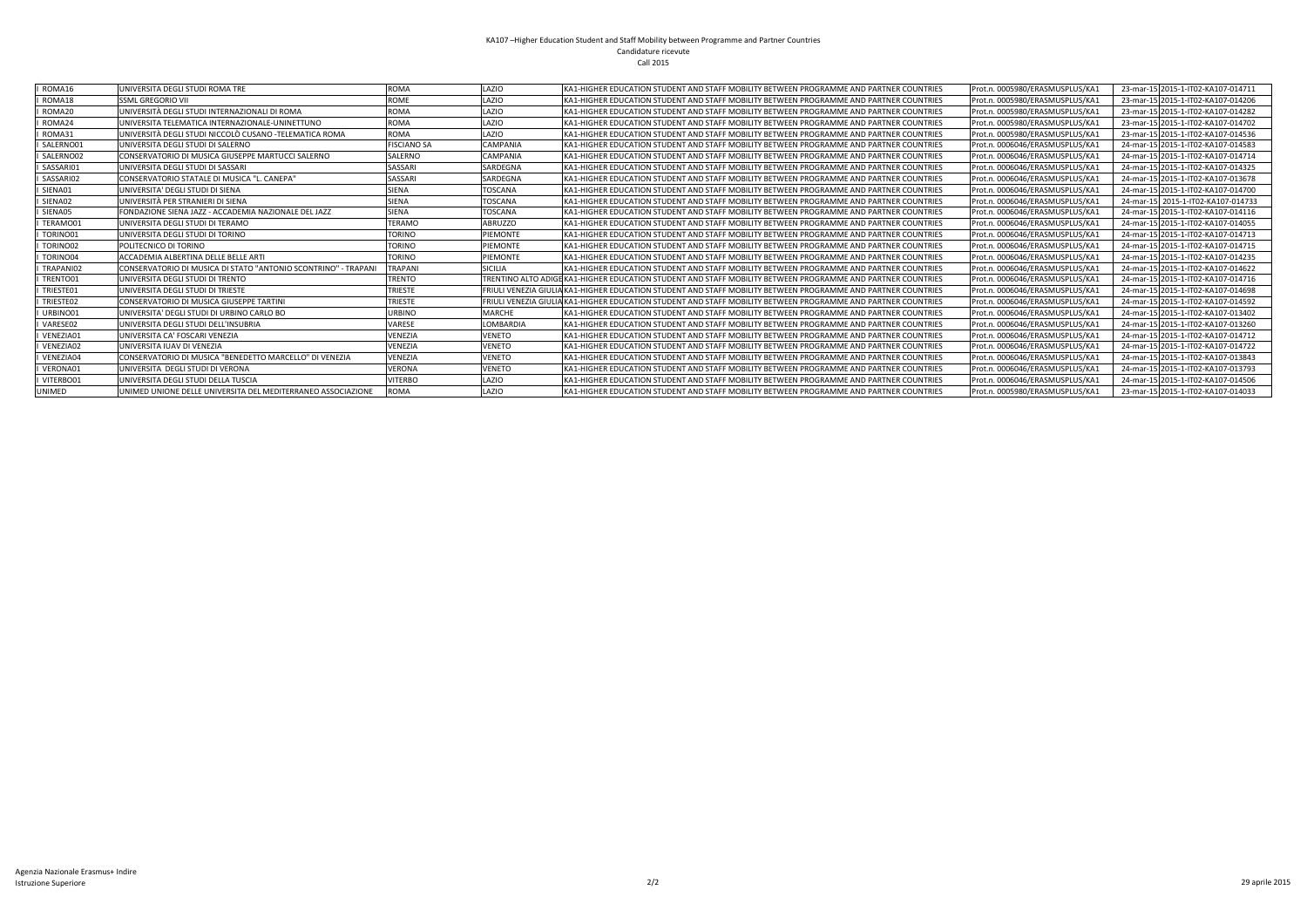KA107 –Higher Education Student and Staff Mobility between Programme and Partner Countries
Candidature ricevute
Call 2015

| | | | | | | | |
|---|---|---|---|---|---|---|---|
| I ROMA16 | UNIVERSITA DEGLI STUDI ROMA TRE | ROMA | LAZIO | KA1-HIGHER EDUCATION STUDENT AND STAFF MOBILITY BETWEEN PROGRAMME AND PARTNER COUNTRIES | Prot.n. 0005980/ERASMUSPLUS/KA1 | 23-mar-15 | 2015-1-IT02-KA107-014711 |
| I ROMA18 | SSML GREGORIO VII | ROME | LAZIO | KA1-HIGHER EDUCATION STUDENT AND STAFF MOBILITY BETWEEN PROGRAMME AND PARTNER COUNTRIES | Prot.n. 0005980/ERASMUSPLUS/KA1 | 23-mar-15 | 2015-1-IT02-KA107-014206 |
| I ROMA20 | UNIVERSITÀ DEGLI STUDI INTERNAZIONALI DI ROMA | ROMA | LAZIO | KA1-HIGHER EDUCATION STUDENT AND STAFF MOBILITY BETWEEN PROGRAMME AND PARTNER COUNTRIES | Prot.n. 0005980/ERASMUSPLUS/KA1 | 23-mar-15 | 2015-1-IT02-KA107-014282 |
| I ROMA24 | UNIVERSITA TELEMATICA INTERNAZIONALE-UNINETTUNO | ROMA | LAZIO | KA1-HIGHER EDUCATION STUDENT AND STAFF MOBILITY BETWEEN PROGRAMME AND PARTNER COUNTRIES | Prot.n. 0005980/ERASMUSPLUS/KA1 | 23-mar-15 | 2015-1-IT02-KA107-014702 |
| I ROMA31 | UNIVERSITÀ DEGLI STUDI NICCOLÒ CUSANO -TELEMATICA ROMA | ROMA | LAZIO | KA1-HIGHER EDUCATION STUDENT AND STAFF MOBILITY BETWEEN PROGRAMME AND PARTNER COUNTRIES | Prot.n. 0005980/ERASMUSPLUS/KA1 | 23-mar-15 | 2015-1-IT02-KA107-014536 |
| I SALERNO01 | UNIVERSITA DEGLI STUDI DI SALERNO | FISCIANO SA | CAMPANIA | KA1-HIGHER EDUCATION STUDENT AND STAFF MOBILITY BETWEEN PROGRAMME AND PARTNER COUNTRIES | Prot.n. 0006046/ERASMUSPLUS/KA1 | 24-mar-15 | 2015-1-IT02-KA107-014583 |
| I SALERNO02 | CONSERVATORIO DI MUSICA GIUSEPPE MARTUCCI SALERNO | SALERNO | CAMPANIA | KA1-HIGHER EDUCATION STUDENT AND STAFF MOBILITY BETWEEN PROGRAMME AND PARTNER COUNTRIES | Prot.n. 0006046/ERASMUSPLUS/KA1 | 24-mar-15 | 2015-1-IT02-KA107-014714 |
| I SASSARI01 | UNIVERSITA DEGLI STUDI DI SASSARI | SASSARI | SARDEGNA | KA1-HIGHER EDUCATION STUDENT AND STAFF MOBILITY BETWEEN PROGRAMME AND PARTNER COUNTRIES | Prot.n. 0006046/ERASMUSPLUS/KA1 | 24-mar-15 | 2015-1-IT02-KA107-014325 |
| I SASSARI02 | CONSERVATORIO STATALE DI MUSICA "L. CANEPA" | SASSARI | SARDEGNA | KA1-HIGHER EDUCATION STUDENT AND STAFF MOBILITY BETWEEN PROGRAMME AND PARTNER COUNTRIES | Prot.n. 0006046/ERASMUSPLUS/KA1 | 24-mar-15 | 2015-1-IT02-KA107-013678 |
| I SIENA01 | UNIVERSITA' DEGLI STUDI DI SIENA | SIENA | TOSCANA | KA1-HIGHER EDUCATION STUDENT AND STAFF MOBILITY BETWEEN PROGRAMME AND PARTNER COUNTRIES | Prot.n. 0006046/ERASMUSPLUS/KA1 | 24-mar-15 | 2015-1-IT02-KA107-014700 |
| I SIENA02 | UNIVERSITÀ PER STRANIERI DI SIENA | SIENA | TOSCANA | KA1-HIGHER EDUCATION STUDENT AND STAFF MOBILITY BETWEEN PROGRAMME AND PARTNER COUNTRIES | Prot.n. 0006046/ERASMUSPLUS/KA1 | 24-mar-15 | 2015-1-IT02-KA107-014733 |
| I SIENA05 | FONDAZIONE SIENA JAZZ - ACCADEMIA NAZIONALE DEL JAZZ | SIENA | TOSCANA | KA1-HIGHER EDUCATION STUDENT AND STAFF MOBILITY BETWEEN PROGRAMME AND PARTNER COUNTRIES | Prot.n. 0006046/ERASMUSPLUS/KA1 | 24-mar-15 | 2015-1-IT02-KA107-014116 |
| I TERAMO01 | UNIVERSITA DEGLI STUDI DI TERAMO | TERAMO | ABRUZZO | KA1-HIGHER EDUCATION STUDENT AND STAFF MOBILITY BETWEEN PROGRAMME AND PARTNER COUNTRIES | Prot.n. 0006046/ERASMUSPLUS/KA1 | 24-mar-15 | 2015-1-IT02-KA107-014055 |
| I TORINO01 | UNIVERSITA DEGLI STUDI DI TORINO | TORINO | PIEMONTE | KA1-HIGHER EDUCATION STUDENT AND STAFF MOBILITY BETWEEN PROGRAMME AND PARTNER COUNTRIES | Prot.n. 0006046/ERASMUSPLUS/KA1 | 24-mar-15 | 2015-1-IT02-KA107-014713 |
| I TORINO02 | POLITECNICO DI TORINO | TORINO | PIEMONTE | KA1-HIGHER EDUCATION STUDENT AND STAFF MOBILITY BETWEEN PROGRAMME AND PARTNER COUNTRIES | Prot.n. 0006046/ERASMUSPLUS/KA1 | 24-mar-15 | 2015-1-IT02-KA107-014715 |
| I TORINO04 | ACCADEMIA ALBERTINA DELLE BELLE ARTI | TORINO | PIEMONTE | KA1-HIGHER EDUCATION STUDENT AND STAFF MOBILITY BETWEEN PROGRAMME AND PARTNER COUNTRIES | Prot.n. 0006046/ERASMUSPLUS/KA1 | 24-mar-15 | 2015-1-IT02-KA107-014235 |
| I TRAPANI02 | CONSERVATORIO DI MUSICA DI STATO "ANTONIO SCONTRINO" - TRAPANI | TRAPANI | SICILIA | KA1-HIGHER EDUCATION STUDENT AND STAFF MOBILITY BETWEEN PROGRAMME AND PARTNER COUNTRIES | Prot.n. 0006046/ERASMUSPLUS/KA1 | 24-mar-15 | 2015-1-IT02-KA107-014622 |
| I TRENTO01 | UNIVERSITA DEGLI STUDI DI TRENTO | TRENTO | TRENTINO ALTO ADIGE | KA1-HIGHER EDUCATION STUDENT AND STAFF MOBILITY BETWEEN PROGRAMME AND PARTNER COUNTRIES | Prot.n. 0006046/ERASMUSPLUS/KA1 | 24-mar-15 | 2015-1-IT02-KA107-014716 |
| I TRIESTE01 | UNIVERSITA DEGLI STUDI DI TRIESTE | TRIESTE | FRIULI VENEZIA GIULIA | KA1-HIGHER EDUCATION STUDENT AND STAFF MOBILITY BETWEEN PROGRAMME AND PARTNER COUNTRIES | Prot.n. 0006046/ERASMUSPLUS/KA1 | 24-mar-15 | 2015-1-IT02-KA107-014698 |
| I TRIESTE02 | CONSERVATORIO DI MUSICA GIUSEPPE TARTINI | TRIESTE | FRIULI VENEZIA GIULIA | KA1-HIGHER EDUCATION STUDENT AND STAFF MOBILITY BETWEEN PROGRAMME AND PARTNER COUNTRIES | Prot.n. 0006046/ERASMUSPLUS/KA1 | 24-mar-15 | 2015-1-IT02-KA107-014592 |
| I URBINO01 | UNIVERSITA' DEGLI STUDI DI URBINO CARLO BO | URBINO | MARCHE | KA1-HIGHER EDUCATION STUDENT AND STAFF MOBILITY BETWEEN PROGRAMME AND PARTNER COUNTRIES | Prot.n. 0006046/ERASMUSPLUS/KA1 | 24-mar-15 | 2015-1-IT02-KA107-013402 |
| I VARESE02 | UNIVERSITA DEGLI STUDI DELL'INSUBRIA | VARESE | LOMBARDIA | KA1-HIGHER EDUCATION STUDENT AND STAFF MOBILITY BETWEEN PROGRAMME AND PARTNER COUNTRIES | Prot.n. 0006046/ERASMUSPLUS/KA1 | 24-mar-15 | 2015-1-IT02-KA107-013260 |
| I VENEZIA01 | UNIVERSITA CA' FOSCARI VENEZIA | VENEZIA | VENETO | KA1-HIGHER EDUCATION STUDENT AND STAFF MOBILITY BETWEEN PROGRAMME AND PARTNER COUNTRIES | Prot.n. 0006046/ERASMUSPLUS/KA1 | 24-mar-15 | 2015-1-IT02-KA107-014712 |
| I VENEZIA02 | UNIVERSITA IUAV DI VENEZIA | VENEZIA | VENETO | KA1-HIGHER EDUCATION STUDENT AND STAFF MOBILITY BETWEEN PROGRAMME AND PARTNER COUNTRIES | Prot.n. 0006046/ERASMUSPLUS/KA1 | 24-mar-15 | 2015-1-IT02-KA107-014722 |
| I VENEZIA04 | CONSERVATORIO DI MUSICA "BENEDETTO MARCELLO" DI VENEZIA | VENEZIA | VENETO | KA1-HIGHER EDUCATION STUDENT AND STAFF MOBILITY BETWEEN PROGRAMME AND PARTNER COUNTRIES | Prot.n. 0006046/ERASMUSPLUS/KA1 | 24-mar-15 | 2015-1-IT02-KA107-013843 |
| I VERONA01 | UNIVERSITA DEGLI STUDI DI VERONA | VERONA | VENETO | KA1-HIGHER EDUCATION STUDENT AND STAFF MOBILITY BETWEEN PROGRAMME AND PARTNER COUNTRIES | Prot.n. 0006046/ERASMUSPLUS/KA1 | 24-mar-15 | 2015-1-IT02-KA107-013793 |
| I VITERBO01 | UNIVERSITA DEGLI STUDI DELLA TUSCIA | VITERBO | LAZIO | KA1-HIGHER EDUCATION STUDENT AND STAFF MOBILITY BETWEEN PROGRAMME AND PARTNER COUNTRIES | Prot.n. 0006046/ERASMUSPLUS/KA1 | 24-mar-15 | 2015-1-IT02-KA107-014506 |
| UNIMED | UNIMED UNIONE DELLE UNIVERSITA DEL MEDITERRANEO ASSOCIAZIONE | ROMA | LAZIO | KA1-HIGHER EDUCATION STUDENT AND STAFF MOBILITY BETWEEN PROGRAMME AND PARTNER COUNTRIES | Prot.n. 0005980/ERASMUSPLUS/KA1 | 23-mar-15 | 2015-1-IT02-KA107-014033 |

Agenzia Nazionale Erasmus+ Indire
Istruzione Superiore

29 aprile 2015